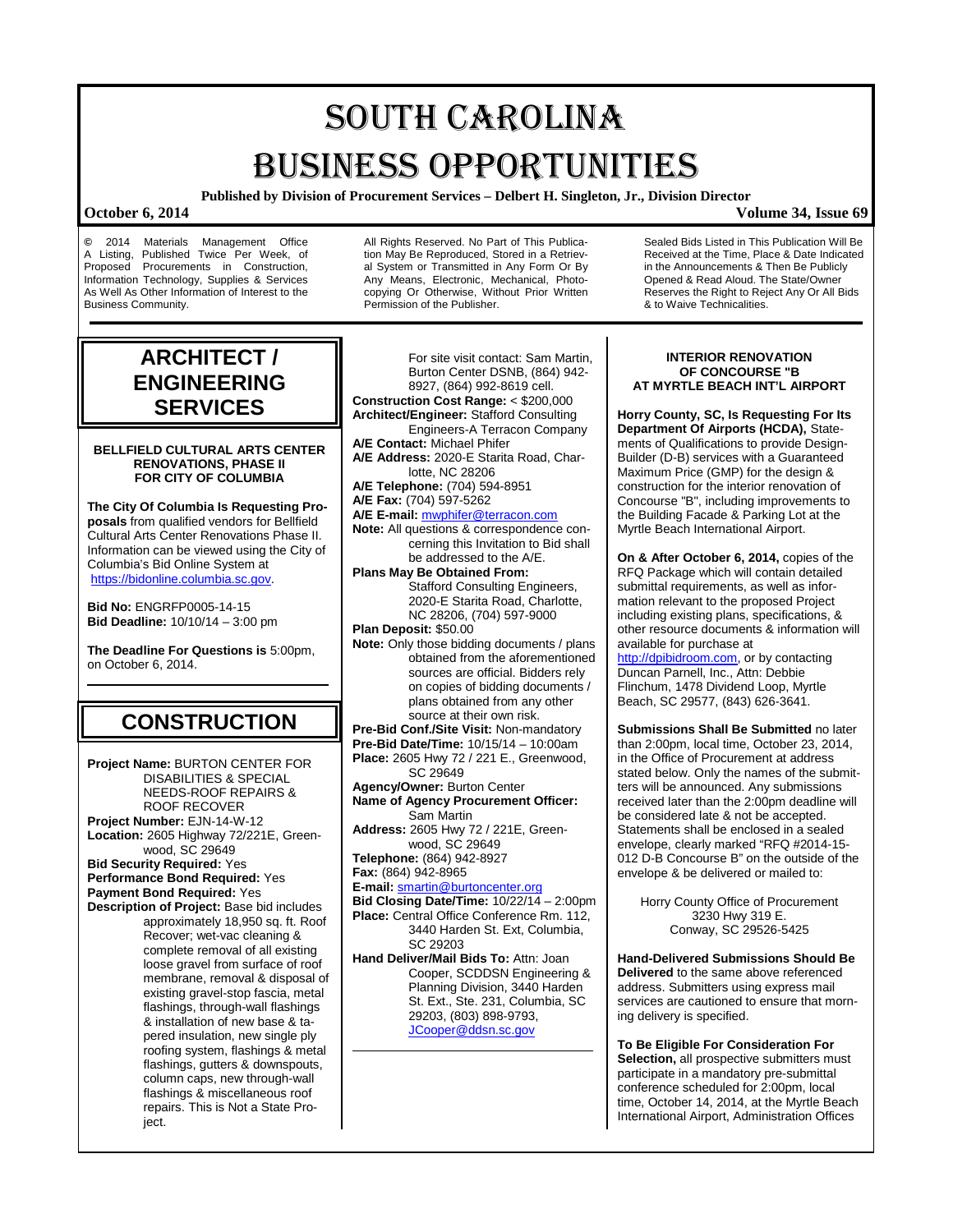# SOUTH CAROLINA BUSINESS OPPORTUNITIES

**Published by Division of Procurement Services – Delbert H. Singleton, Jr., Division Director**

**October 6, 2014** **Volume 34, Issue 69**

© 2014 Materials Management Office A Listing, Published Twice Per Week, of Proposed Procurements in Construction, Information Technology, Supplies & Services As Well As Other Information of Interest to the Business Community.

All Rights Reserved. No Part of This Publication May Be Reproduced, Stored in a Retrieval System or Transmitted in Any Form Or By Any Means, Electronic, Mechanical, Photocopying Or Otherwise, Without Prior Written Permission of the Publisher.

Sealed Bids Listed in This Publication Will Be Received at the Time, Place & Date Indicated in the Announcements & Then Be Publicly Opened & Read Aloud. The State/Owner Reserves the Right to Reject Any Or All Bids & to Waive Technicalities.

## ARCHITECT / ENGINEERING SERVICES

### BELLFIELD CULTURAL ARTS CENTER RENOVATIONS, PHASE II FOR CITY OF COLUMBIA

**The City Of Columbia Is Requesting Proposals** from qualified vendors for Bellfield Cultural Arts Center Renovations Phase II. Information can be viewed using the City of Columbia's Bid Online System at https://bidonline.columbia.sc.gov.

**Bid No:** ENGRFP0005-14-15
**Bid Deadline:** 10/10/14 – 3:00 pm

**The Deadline For Questions is** 5:00pm, on October 6, 2014.

## CONSTRUCTION

**Project Name:** BURTON CENTER FOR DISABILITIES & SPECIAL NEEDS-ROOF REPAIRS & ROOF RECOVER
**Project Number:** EJN-14-W-12
**Location:** 2605 Highway 72/221E, Greenwood, SC 29649
**Bid Security Required:** Yes
**Performance Bond Required:** Yes
**Payment Bond Required:** Yes
**Description of Project:** Base bid includes approximately 18,950 sq. ft. Roof Recover; wet-vac cleaning & complete removal of all existing loose gravel from surface of roof membrane, removal & disposal of existing gravel-stop fascia, metal flashings, through-wall flashings & installation of new base & tapered insulation, new single ply roofing system, flashings & metal flashings, gutters & downspouts, column caps, new through-wall flashings & miscellaneous roof repairs. This is Not a State Project.
For site visit contact: Sam Martin, Burton Center DSNB, (864) 942-8927, (864) 992-8619 cell.
**Construction Cost Range:** < $200,000
**Architect/Engineer:** Stafford Consulting Engineers-A Terracon Company
**A/E Contact:** Michael Phifer
**A/E Address:** 2020-E Starita Road, Charlotte, NC 28206
**A/E Telephone:** (704) 594-8951
**A/E Fax:** (704) 597-5262
**A/E E-mail:** mwphifer@terracon.com
**Note:** All questions & correspondence concerning this Invitation to Bid shall be addressed to the A/E.
**Plans May Be Obtained From:** Stafford Consulting Engineers, 2020-E Starita Road, Charlotte, NC 28206, (704) 597-9000
**Plan Deposit:** $50.00
**Note:** Only those bidding documents / plans obtained from the aforementioned sources are official. Bidders rely on copies of bidding documents / plans obtained from any other source at their own risk.
**Pre-Bid Conf./Site Visit:** Non-mandatory
**Pre-Bid Date/Time:** 10/15/14 – 10:00am
**Place:** 2605 Hwy 72 / 221 E., Greenwood, SC 29649
**Agency/Owner:** Burton Center
**Name of Agency Procurement Officer:** Sam Martin
**Address:** 2605 Hwy 72 / 221E, Greenwood, SC 29649
**Telephone:** (864) 942-8927
**Fax:** (864) 942-8965
**E-mail:** smartin@burtoncenter.org
**Bid Closing Date/Time:** 10/22/14 – 2:00pm
**Place:** Central Office Conference Rm. 112, 3440 Harden St. Ext, Columbia, SC 29203
**Hand Deliver/Mail Bids To:** Attn: Joan Cooper, SCDDSN Engineering & Planning Division, 3440 Harden St. Ext., Ste. 231, Columbia, SC 29203, (803) 898-9793, JCooper@ddsn.sc.gov

### INTERIOR RENOVATION OF CONCOURSE "B AT MYRTLE BEACH INT'L AIRPORT

**Horry County, SC, Is Requesting For Its Department Of Airports (HCDA),** Statements of Qualifications to provide Design-Builder (D-B) services with a Guaranteed Maximum Price (GMP) for the design & construction for the interior renovation of Concourse "B", including improvements to the Building Facade & Parking Lot at the Myrtle Beach International Airport.

**On & After October 6, 2014,** copies of the RFQ Package which will contain detailed submittal requirements, as well as information relevant to the proposed Project including existing plans, specifications, & other resource documents & information will available for purchase at http://dpibidroom.com, or by contacting Duncan Parnell, Inc., Attn: Debbie Flinchum, 1478 Dividend Loop, Myrtle Beach, SC 29577, (843) 626-3641.

**Submissions Shall Be Submitted** no later than 2:00pm, local time, October 23, 2014, in the Office of Procurement at address stated below. Only the names of the submitters will be announced. Any submissions received later than the 2:00pm deadline will be considered late & not be accepted. Statements shall be enclosed in a sealed envelope, clearly marked "RFQ #2014-15-012 D-B Concourse B" on the outside of the envelope & be delivered or mailed to:

Horry County Office of Procurement
3230 Hwy 319 E.
Conway, SC 29526-5425

**Hand-Delivered Submissions Should Be Delivered** to the same above referenced address. Submitters using express mail services are cautioned to ensure that morning delivery is specified.

**To Be Eligible For Consideration For Selection,** all prospective submitters must participate in a mandatory pre-submittal conference scheduled for 2:00pm, local time, October 14, 2014, at the Myrtle Beach International Airport, Administration Offices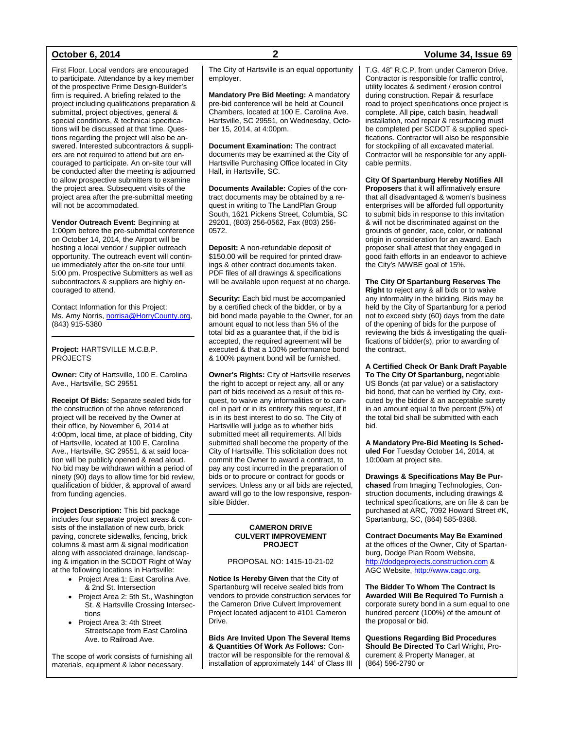First Floor. Local vendors are encouraged to participate. Attendance by a key member of the prospective Prime Design-Builder's firm is required. A briefing related to the project including qualifications preparation & submittal, project objectives, general & special conditions, & technical specifications will be discussed at that time. Questions regarding the project will also be answered. Interested subcontractors & suppliers are not required to attend but are encouraged to participate. An on-site tour will be conducted after the meeting is adjourned to allow prospective submitters to examine the project area. Subsequent visits of the project area after the pre-submittal meeting will not be accommodated.

**Vendor Outreach Event:** Beginning at 1:00pm before the pre-submittal conference on October 14, 2014, the Airport will be hosting a local vendor / supplier outreach opportunity. The outreach event will continue immediately after the on-site tour until 5:00 pm. Prospective Submitters as well as subcontractors & suppliers are highly encouraged to attend.

Contact Information for this Project:
Ms. Amy Norris, norrisa@HorryCounty.org, (843) 915-5380

---

**Project:** HARTSVILLE M.C.B.P. PROJECTS

**Owner:** City of Hartsville, 100 E. Carolina Ave., Hartsville, SC 29551

**Receipt Of Bids:** Separate sealed bids for the construction of the above referenced project will be received by the Owner at their office, by November 6, 2014 at 4:00pm, local time, at place of bidding, City of Hartsville, located at 100 E. Carolina Ave., Hartsville, SC 29551, & at said location will be publicly opened & read aloud. No bid may be withdrawn within a period of ninety (90) days to allow time for bid review, qualification of bidder, & approval of award from funding agencies.

**Project Description:** This bid package includes four separate project areas & consists of the installation of new curb, brick paving, concrete sidewalks, fencing, brick columns & mast arm & signal modification along with associated drainage, landscaping & irrigation in the SCDOT Right of Way at the following locations in Hartsville:

- Project Area 1: East Carolina Ave. & 2nd St. Intersection
- Project Area 2: 5th St., Washington St. & Hartsville Crossing Intersections
- Project Area 3: 4th Street Streetscape from East Carolina Ave. to Railroad Ave.

The scope of work consists of furnishing all materials, equipment & labor necessary.

The City of Hartsville is an equal opportunity employer.

**Mandatory Pre Bid Meeting:** A mandatory pre-bid conference will be held at Council Chambers, located at 100 E. Carolina Ave. Hartsville, SC 29551, on Wednesday, October 15, 2014, at 4:00pm.

**Document Examination:** The contract documents may be examined at the City of Hartsville Purchasing Office located in City Hall, in Hartsville, SC.

**Documents Available:** Copies of the contract documents may be obtained by a request in writing to The LandPlan Group South, 1621 Pickens Street, Columbia, SC 29201, (803) 256-0562, Fax (803) 256-0572.

**Deposit:** A non-refundable deposit of $150.00 will be required for printed drawings & other contract documents taken. PDF files of all drawings & specifications will be available upon request at no charge.

**Security:** Each bid must be accompanied by a certified check of the bidder, or by a bid bond made payable to the Owner, for an amount equal to not less than 5% of the total bid as a guarantee that, if the bid is accepted, the required agreement will be executed & that a 100% performance bond & 100% payment bond will be furnished.

**Owner's Rights:** City of Hartsville reserves the right to accept or reject any, all or any part of bids received as a result of this request, to waive any informalities or to cancel in part or in its entirety this request, if it is in its best interest to do so. The City of Hartsville will judge as to whether bids submitted meet all requirements. All bids submitted shall become the property of the City of Hartsville. This solicitation does not commit the Owner to award a contract, to pay any cost incurred in the preparation of bids or to procure or contract for goods or services. Unless any or all bids are rejected, award will go to the low responsive, responsible Bidder.

---

**CAMERON DRIVE CULVERT IMPROVEMENT PROJECT**

PROPOSAL NO: 1415-10-21-02

**Notice Is Hereby Given** that the City of Spartanburg will receive sealed bids from vendors to provide construction services for the Cameron Drive Culvert Improvement Project located adjacent to #101 Cameron Drive.

**Bids Are Invited Upon The Several Items & Quantities Of Work As Follows:** Contractor will be responsible for the removal & installation of approximately 144' of Class III T.G. 48" R.C.P. from under Cameron Drive. Contractor is responsible for traffic control, utility locates & sediment / erosion control during construction. Repair & resurface road to project specifications once project is complete. All pipe, catch basin, headwall installation, road repair & resurfacing must be completed per SCDOT & supplied specifications. Contractor will also be responsible for stockpiling of all excavated material. Contractor will be responsible for any applicable permits.

**City Of Spartanburg Hereby Notifies All Proposers** that it will affirmatively ensure that all disadvantaged & women's business enterprises will be afforded full opportunity to submit bids in response to this invitation & will not be discriminated against on the grounds of gender, race, color, or national origin in consideration for an award. Each proposer shall attest that they engaged in good faith efforts in an endeavor to achieve the City's M/WBE goal of 15%.

**The City Of Spartanburg Reserves The Right** to reject any & all bids or to waive any informality in the bidding. Bids may be held by the City of Spartanburg for a period not to exceed sixty (60) days from the date of the opening of bids for the purpose of reviewing the bids & investigating the qualifications of bidder(s), prior to awarding of the contract.

**A Certified Check Or Bank Draft Payable To The City Of Spartanburg,** negotiable US Bonds (at par value) or a satisfactory bid bond, that can be verified by City, executed by the bidder & an acceptable surety in an amount equal to five percent (5%) of the total bid shall be submitted with each bid.

**A Mandatory Pre-Bid Meeting Is Scheduled For** Tuesday October 14, 2014, at 10:00am at project site.

**Drawings & Specifications May Be Purchased** from Imaging Technologies, Construction documents, including drawings & technical specifications, are on file & can be purchased at ARC, 7092 Howard Street #K, Spartanburg, SC, (864) 585-8388.

**Contract Documents May Be Examined** at the offices of the Owner, City of Spartanburg, Dodge Plan Room Website, http://dodgeprojects.construction.com & AGC Website, http://www.cagc.org.

**The Bidder To Whom The Contract Is Awarded Will Be Required To Furnish** a corporate surety bond in a sum equal to one hundred percent (100%) of the amount of the proposal or bid.

**Questions Regarding Bid Procedures Should Be Directed To** Carl Wright, Procurement & Property Manager, at (864) 596-2790 or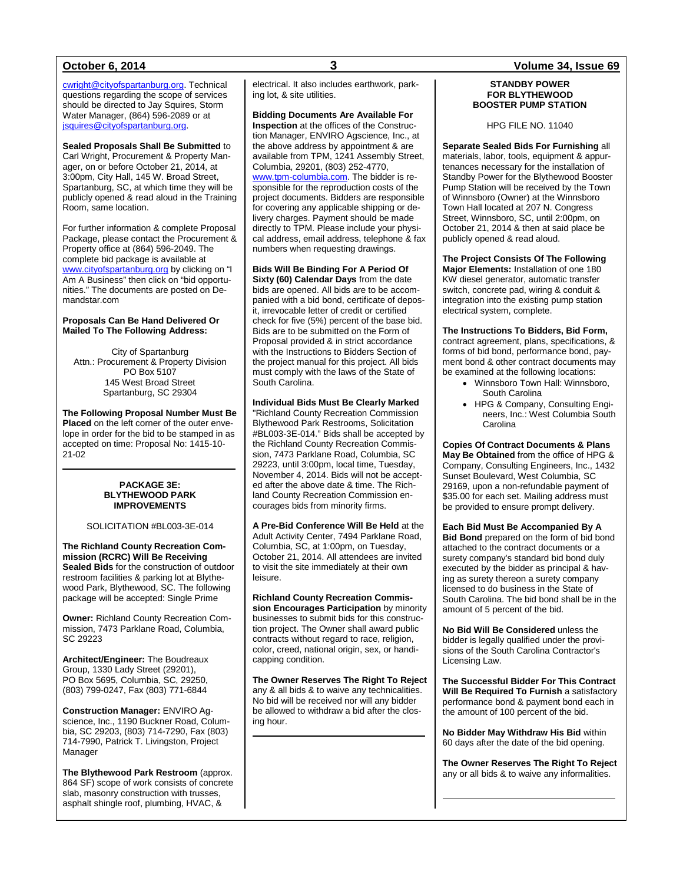cwright@cityofspartanburg.org. Technical questions regarding the scope of services should be directed to Jay Squires, Storm Water Manager, (864) 596-2089 or at jsquires@cityofspartanburg.org.

**Sealed Proposals Shall Be Submitted** to Carl Wright, Procurement & Property Manager, on or before October 21, 2014, at 3:00pm, City Hall, 145 W. Broad Street, Spartanburg, SC, at which time they will be publicly opened & read aloud in the Training Room, same location.

For further information & complete Proposal Package, please contact the Procurement & Property office at (864) 596-2049. The complete bid package is available at www.cityofspartanburg.org by clicking on "I Am A Business" then click on "bid opportunities." The documents are posted on Demandstar.com

**Proposals Can Be Hand Delivered Or Mailed To The Following Address:**

City of Spartanburg
Attn.: Procurement & Property Division
PO Box 5107
145 West Broad Street
Spartanburg, SC 29304

**The Following Proposal Number Must Be Placed** on the left corner of the outer envelope in order for the bid to be stamped in as accepted on time: Proposal No: 1415-10-21-02

---

## PACKAGE 3E: BLYTHEWOOD PARK IMPROVEMENTS

SOLICITATION #BL003-3E-014

**The Richland County Recreation Commission (RCRC) Will Be Receiving Sealed Bids** for the construction of outdoor restroom facilities & parking lot at Blythewood Park, Blythewood, SC. The following package will be accepted: Single Prime

**Owner:** Richland County Recreation Commission, 7473 Parklane Road, Columbia, SC 29223

**Architect/Engineer:** The Boudreaux Group, 1330 Lady Street (29201), PO Box 5695, Columbia, SC, 29250, (803) 799-0247, Fax (803) 771-6844

**Construction Manager:** ENVIRO Agscience, Inc., 1190 Buckner Road, Columbia, SC 29203, (803) 714-7290, Fax (803) 714-7990, Patrick T. Livingston, Project Manager

**The Blythewood Park Restroom** (approx. 864 SF) scope of work consists of concrete slab, masonry construction with trusses, asphalt shingle roof, plumbing, HVAC, & electrical. It also includes earthwork, parking lot, & site utilities.

**Bidding Documents Are Available For Inspection** at the offices of the Construction Manager, ENVIRO Agscience, Inc., at the above address by appointment & are available from TPM, 1241 Assembly Street, Columbia, 29201, (803) 252-4770, www.tpm-columbia.com. The bidder is responsible for the reproduction costs of the project documents. Bidders are responsible for covering any applicable shipping or delivery charges. Payment should be made directly to TPM. Please include your physical address, email address, telephone & fax numbers when requesting drawings.

**Bids Will Be Binding For A Period Of Sixty (60) Calendar Days** from the date bids are opened. All bids are to be accompanied with a bid bond, certificate of deposit, irrevocable letter of credit or certified check for five (5%) percent of the base bid. Bids are to be submitted on the Form of Proposal provided & in strict accordance with the Instructions to Bidders Section of the project manual for this project. All bids must comply with the laws of the State of South Carolina.

**Individual Bids Must Be Clearly Marked** "Richland County Recreation Commission Blythewood Park Restrooms, Solicitation #BL003-3E-014." Bids shall be accepted by the Richland County Recreation Commission, 7473 Parklane Road, Columbia, SC 29223, until 3:00pm, local time, Tuesday, November 4, 2014. Bids will not be accepted after the above date & time. The Richland County Recreation Commission encourages bids from minority firms.

**A Pre-Bid Conference Will Be Held** at the Adult Activity Center, 7494 Parklane Road, Columbia, SC, at 1:00pm, on Tuesday, October 21, 2014. All attendees are invited to visit the site immediately at their own leisure.

**Richland County Recreation Commission Encourages Participation** by minority businesses to submit bids for this construction project. The Owner shall award public contracts without regard to race, religion, color, creed, national origin, sex, or handicapping condition.

**The Owner Reserves The Right To Reject** any & all bids & to waive any technicalities. No bid will be received nor will any bidder be allowed to withdraw a bid after the closing hour.

---

## STANDBY POWER FOR BLYTHEWOOD BOOSTER PUMP STATION

HPG FILE NO. 11040

**Separate Sealed Bids For Furnishing** all materials, labor, tools, equipment & appurtenances necessary for the installation of Standby Power for the Blythewood Booster Pump Station will be received by the Town of Winnsboro (Owner) at the Winnsboro Town Hall located at 207 N. Congress Street, Winnsboro, SC, until 2:00pm, on October 21, 2014 & then at said place be publicly opened & read aloud.

**The Project Consists Of The Following Major Elements:** Installation of one 180 KW diesel generator, automatic transfer switch, concrete pad, wiring & conduit & integration into the existing pump station electrical system, complete.

**The Instructions To Bidders, Bid Form,** contract agreement, plans, specifications, & forms of bid bond, performance bond, payment bond & other contract documents may be examined at the following locations:

- Winnsboro Town Hall: Winnsboro, South Carolina
- HPG & Company, Consulting Engineers, Inc.: West Columbia South Carolina

**Copies Of Contract Documents & Plans May Be Obtained** from the office of HPG & Company, Consulting Engineers, Inc., 1432 Sunset Boulevard, West Columbia, SC 29169, upon a non-refundable payment of $35.00 for each set. Mailing address must be provided to ensure prompt delivery.

**Each Bid Must Be Accompanied By A Bid Bond** prepared on the form of bid bond attached to the contract documents or a surety company's standard bid bond duly executed by the bidder as principal & having as surety thereon a surety company licensed to do business in the State of South Carolina. The bid bond shall be in the amount of 5 percent of the bid.

**No Bid Will Be Considered** unless the bidder is legally qualified under the provisions of the South Carolina Contractor's Licensing Law.

**The Successful Bidder For This Contract Will Be Required To Furnish** a satisfactory performance bond & payment bond each in the amount of 100 percent of the bid.

**No Bidder May Withdraw His Bid** within 60 days after the date of the bid opening.

**The Owner Reserves The Right To Reject** any or all bids & to waive any informalities.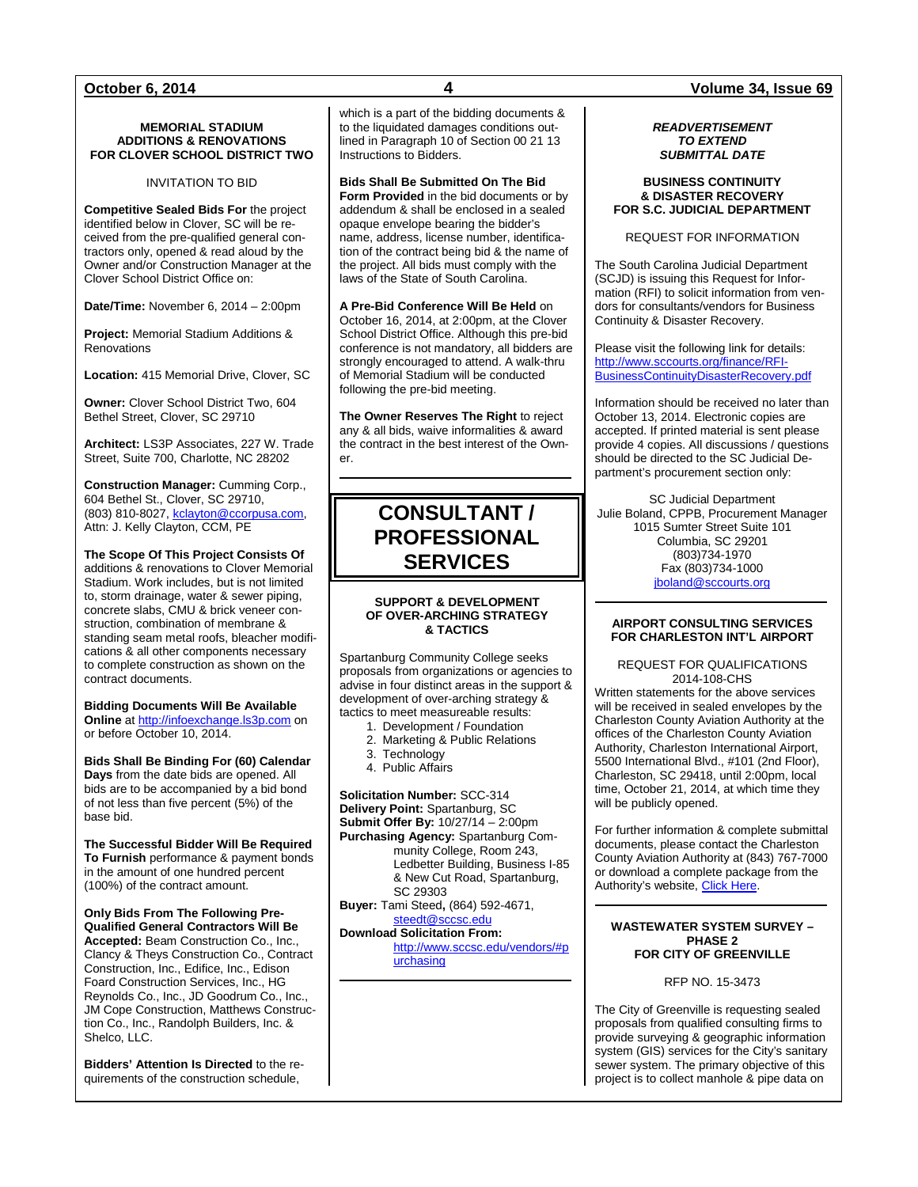### MEMORIAL STADIUM ADDITIONS & RENOVATIONS FOR CLOVER SCHOOL DISTRICT TWO

INVITATION TO BID

**Competitive Sealed Bids For** the project identified below in Clover, SC will be received from the pre-qualified general contractors only, opened & read aloud by the Owner and/or Construction Manager at the Clover School District Office on:

**Date/Time:** November 6, 2014 – 2:00pm

**Project:** Memorial Stadium Additions & Renovations

**Location:** 415 Memorial Drive, Clover, SC

**Owner:** Clover School District Two, 604 Bethel Street, Clover, SC 29710

**Architect:** LS3P Associates, 227 W. Trade Street, Suite 700, Charlotte, NC 28202

**Construction Manager:** Cumming Corp., 604 Bethel St., Clover, SC 29710, (803) 810-8027, kclayton@ccorpusa.com, Attn: J. Kelly Clayton, CCM, PE

**The Scope Of This Project Consists Of** additions & renovations to Clover Memorial Stadium. Work includes, but is not limited to, storm drainage, water & sewer piping, concrete slabs, CMU & brick veneer construction, combination of membrane & standing seam metal roofs, bleacher modifications & all other components necessary to complete construction as shown on the contract documents.

**Bidding Documents Will Be Available Online** at http://infoexchange.ls3p.com on or before October 10, 2014.

**Bids Shall Be Binding For (60) Calendar Days** from the date bids are opened. All bids are to be accompanied by a bid bond of not less than five percent (5%) of the base bid.

**The Successful Bidder Will Be Required To Furnish** performance & payment bonds in the amount of one hundred percent (100%) of the contract amount.

**Only Bids From The Following Pre-Qualified General Contractors Will Be Accepted:** Beam Construction Co., Inc., Clancy & Theys Construction Co., Contract Construction, Inc., Edifice, Inc., Edison Foard Construction Services, Inc., HG Reynolds Co., Inc., JD Goodrum Co., Inc., JM Cope Construction, Matthews Construction Co., Inc., Randolph Builders, Inc. & Shelco, LLC.

**Bidders' Attention Is Directed** to the requirements of the construction schedule, which is a part of the bidding documents & to the liquidated damages conditions outlined in Paragraph 10 of Section 00 21 13 Instructions to Bidders.

**Bids Shall Be Submitted On The Bid Form Provided** in the bid documents or by addendum & shall be enclosed in a sealed opaque envelope bearing the bidder's name, address, license number, identification of the contract being bid & the name of the project. All bids must comply with the laws of the State of South Carolina.

**A Pre-Bid Conference Will Be Held** on October 16, 2014, at 2:00pm, at the Clover School District Office. Although this pre-bid conference is not mandatory, all bidders are strongly encouraged to attend. A walk-thru of Memorial Stadium will be conducted following the pre-bid meeting.

**The Owner Reserves The Right** to reject any & all bids, waive informalities & award the contract in the best interest of the Owner.

# CONSULTANT / PROFESSIONAL SERVICES

### SUPPORT & DEVELOPMENT OF OVER-ARCHING STRATEGY & TACTICS

Spartanburg Community College seeks proposals from organizations or agencies to advise in four distinct areas in the support & development of over-arching strategy & tactics to meet measureable results:

1. Development / Foundation
2. Marketing & Public Relations
3. Technology
4. Public Affairs

**Solicitation Number:** SCC-314
**Delivery Point:** Spartanburg, SC
**Submit Offer By:** 10/27/14 – 2:00pm
**Purchasing Agency:** Spartanburg Community College, Room 243, Ledbetter Building, Business I-85 & New Cut Road, Spartanburg, SC 29303
**Buyer:** Tami Steed**,** (864) 592-4671, steedt@sccsc.edu
**Download Solicitation From:** http://www.sccsc.edu/vendors/#purchasing

***READVERTISEMENT TO EXTEND SUBMITTAL DATE***

### BUSINESS CONTINUITY & DISASTER RECOVERY FOR S.C. JUDICIAL DEPARTMENT

REQUEST FOR INFORMATION

The South Carolina Judicial Department (SCJD) is issuing this Request for Information (RFI) to solicit information from vendors for consultants/vendors for Business Continuity & Disaster Recovery.

Please visit the following link for details: http://www.sccourts.org/finance/RFI-BusinessContinuityDisasterRecovery.pdf

Information should be received no later than October 13, 2014. Electronic copies are accepted. If printed material is sent please provide 4 copies. All discussions / questions should be directed to the SC Judicial Department's procurement section only:

SC Judicial Department
Julie Boland, CPPB, Procurement Manager
1015 Sumter Street Suite 101
Columbia, SC 29201
(803)734-1970
Fax (803)734-1000
jboland@sccourts.org

### AIRPORT CONSULTING SERVICES FOR CHARLESTON INT'L AIRPORT

REQUEST FOR QUALIFICATIONS
2014-108-CHS

Written statements for the above services will be received in sealed envelopes by the Charleston County Aviation Authority at the offices of the Charleston County Aviation Authority, Charleston International Airport, 5500 International Blvd., #101 (2nd Floor), Charleston, SC 29418, until 2:00pm, local time, October 21, 2014, at which time they will be publicly opened.

For further information & complete submittal documents, please contact the Charleston County Aviation Authority at (843) 767-7000 or download a complete package from the Authority's website, Click Here.

### WASTEWATER SYSTEM SURVEY – PHASE 2 FOR CITY OF GREENVILLE

RFP NO. 15-3473

The City of Greenville is requesting sealed proposals from qualified consulting firms to provide surveying & geographic information system (GIS) services for the City's sanitary sewer system. The primary objective of this project is to collect manhole & pipe data on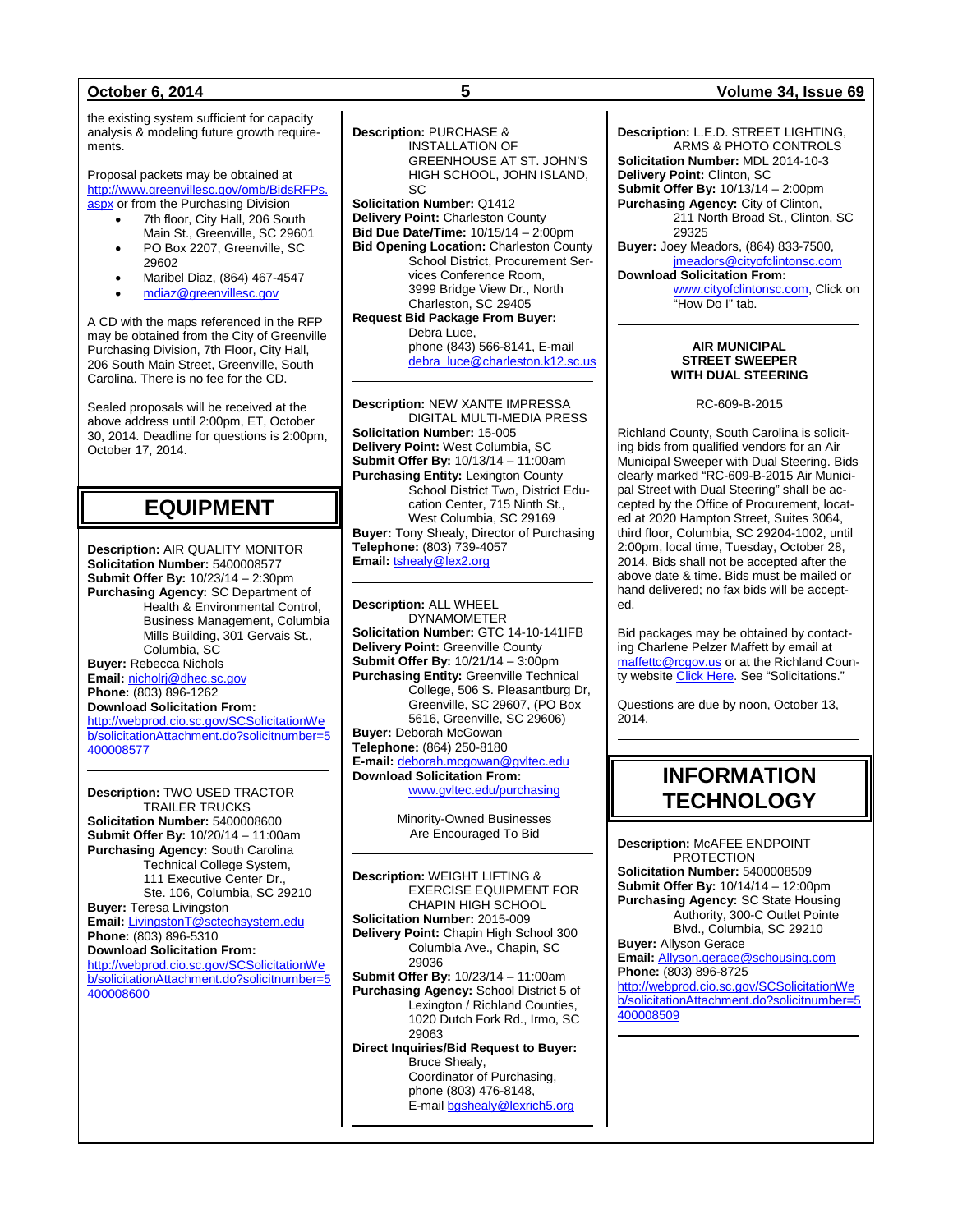the existing system sufficient for capacity analysis & modeling future growth requirements.

Proposal packets may be obtained at http://www.greenvillesc.gov/omb/BidsRFPs.aspx or from the Purchasing Division

- 7th floor, City Hall, 206 South Main St., Greenville, SC 29601
- PO Box 2207, Greenville, SC 29602
- Maribel Diaz, (864) 467-4547
- mdiaz@greenvillesc.gov

A CD with the maps referenced in the RFP may be obtained from the City of Greenville Purchasing Division, 7th Floor, City Hall, 206 South Main Street, Greenville, South Carolina. There is no fee for the CD.

Sealed proposals will be received at the above address until 2:00pm, ET, October 30, 2014. Deadline for questions is 2:00pm, October 17, 2014.

---

# EQUIPMENT

**Description:** AIR QUALITY MONITOR
**Solicitation Number:** 5400008577
**Submit Offer By:** 10/23/14 – 2:30pm
**Purchasing Agency:** SC Department of Health & Environmental Control, Business Management, Columbia Mills Building, 301 Gervais St., Columbia, SC
**Buyer:** Rebecca Nichols
**Email:** nicholrj@dhec.sc.gov
**Phone:** (803) 896-1262
**Download Solicitation From:**
http://webprod.cio.sc.gov/SCSolicitationWeb/solicitationAttachment.do?solicitnumber=5400008577

---

**Description:** TWO USED TRACTOR TRAILER TRUCKS
**Solicitation Number:** 5400008600
**Submit Offer By:** 10/20/14 – 11:00am
**Purchasing Agency:** South Carolina Technical College System, 111 Executive Center Dr., Ste. 106, Columbia, SC 29210
**Buyer:** Teresa Livingston
**Email:** LivingstonT@sctechsystem.edu
**Phone:** (803) 896-5310
**Download Solicitation From:**
http://webprod.cio.sc.gov/SCSolicitationWeb/solicitationAttachment.do?solicitnumber=5400008600

---

**Description:** PURCHASE & INSTALLATION OF GREENHOUSE AT ST. JOHN'S HIGH SCHOOL, JOHN ISLAND, SC
**Solicitation Number:** Q1412
**Delivery Point:** Charleston County
**Bid Due Date/Time:** 10/15/14 – 2:00pm
**Bid Opening Location:** Charleston County School District, Procurement Services Conference Room, 3999 Bridge View Dr., North Charleston, SC 29405
**Request Bid Package From Buyer:**
Debra Luce,
phone (843) 566-8141, E-mail debra_luce@charleston.k12.sc.us

---

**Description:** NEW XANTE IMPRESSA DIGITAL MULTI-MEDIA PRESS
**Solicitation Number:** 15-005
**Delivery Point:** West Columbia, SC
**Submit Offer By:** 10/13/14 – 11:00am
**Purchasing Entity:** Lexington County School District Two, District Education Center, 715 Ninth St., West Columbia, SC 29169
**Buyer:** Tony Shealy, Director of Purchasing
**Telephone:** (803) 739-4057
**Email:** tshealy@lex2.org

---

**Description:** ALL WHEEL DYNAMOMETER
**Solicitation Number:** GTC 14-10-141IFB
**Delivery Point:** Greenville County
**Submit Offer By:** 10/21/14 – 3:00pm
**Purchasing Entity:** Greenville Technical College, 506 S. Pleasantburg Dr, Greenville, SC 29607, (PO Box 5616, Greenville, SC 29606)
**Buyer:** Deborah McGowan
**Telephone:** (864) 250-8180
**E-mail:** deborah.mcgowan@gvltec.edu
**Download Solicitation From:**
www.gvltec.edu/purchasing

Minority-Owned Businesses Are Encouraged To Bid

---

**Description:** WEIGHT LIFTING & EXERCISE EQUIPMENT FOR CHAPIN HIGH SCHOOL
**Solicitation Number:** 2015-009
**Delivery Point:** Chapin High School 300 Columbia Ave., Chapin, SC 29036
**Submit Offer By:** 10/23/14 – 11:00am
**Purchasing Agency:** School District 5 of Lexington / Richland Counties, 1020 Dutch Fork Rd., Irmo, SC 29063
**Direct Inquiries/Bid Request to Buyer:**
Bruce Shealy,
Coordinator of Purchasing,
phone (803) 476-8148,
E-mail bgshealy@lexrich5.org

---

**Description:** L.E.D. STREET LIGHTING, ARMS & PHOTO CONTROLS
**Solicitation Number:** MDL 2014-10-3
**Delivery Point:** Clinton, SC
**Submit Offer By:** 10/13/14 – 2:00pm
**Purchasing Agency:** City of Clinton, 211 North Broad St., Clinton, SC 29325
**Buyer:** Joey Meadors, (864) 833-7500, jmeadors@cityofclintonsc.com
**Download Solicitation From:**
www.cityofclintonsc.com, Click on "How Do I" tab.

---

**AIR MUNICIPAL STREET SWEEPER WITH DUAL STEERING**

RC-609-B-2015

Richland County, South Carolina is soliciting bids from qualified vendors for an Air Municipal Sweeper with Dual Steering. Bids clearly marked "RC-609-B-2015 Air Municipal Street with Dual Steering" shall be accepted by the Office of Procurement, located at 2020 Hampton Street, Suites 3064, third floor, Columbia, SC 29204-1002, until 2:00pm, local time, Tuesday, October 28, 2014. Bids shall not be accepted after the above date & time. Bids must be mailed or hand delivered; no fax bids will be accepted.

Bid packages may be obtained by contacting Charlene Pelzer Maffett by email at maffettc@rcgov.us or at the Richland County website Click Here. See "Solicitations."

Questions are due by noon, October 13, 2014.

---

# INFORMATION TECHNOLOGY

**Description:** McAFEE ENDPOINT PROTECTION
**Solicitation Number:** 5400008509
**Submit Offer By:** 10/14/14 – 12:00pm
**Purchasing Agency:** SC State Housing Authority, 300-C Outlet Pointe Blvd., Columbia, SC 29210
**Buyer:** Allyson Gerace
**Email:** Allyson.gerace@schousing.com
**Phone:** (803) 896-8725
http://webprod.cio.sc.gov/SCSolicitationWeb/solicitationAttachment.do?solicitnumber=5400008509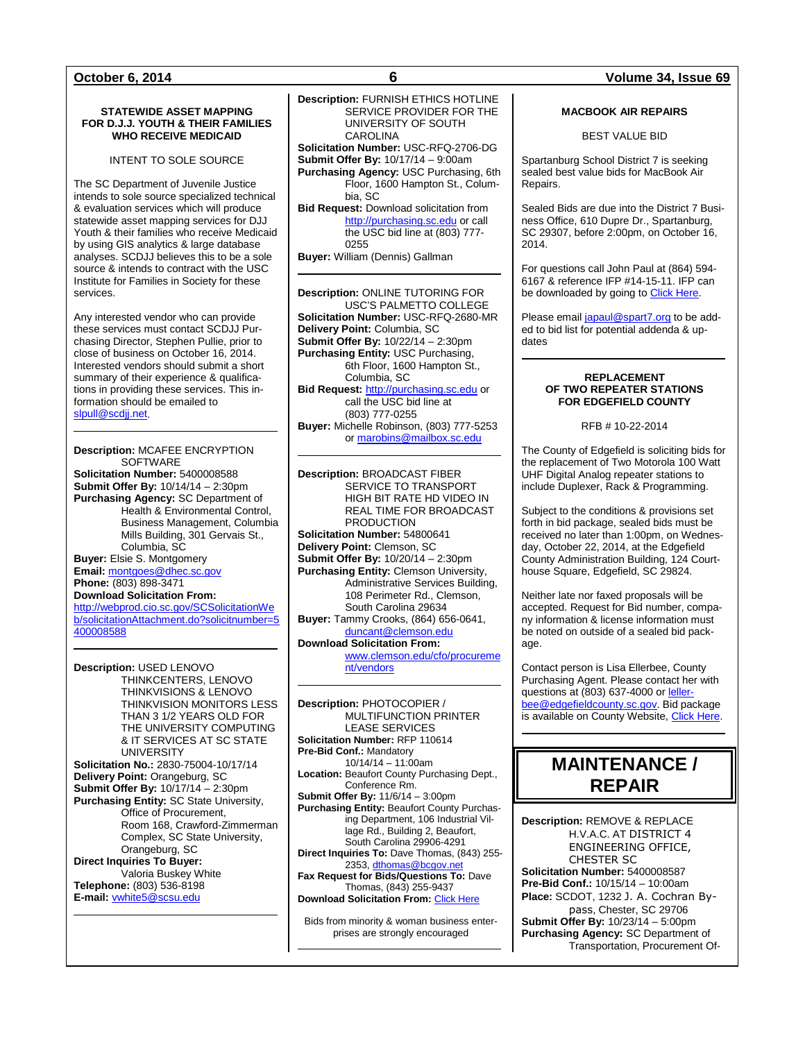**STATEWIDE ASSET MAPPING FOR D.J.J. YOUTH & THEIR FAMILIES WHO RECEIVE MEDICAID**

INTENT TO SOLE SOURCE

The SC Department of Juvenile Justice intends to sole source specialized technical & evaluation services which will produce statewide asset mapping services for DJJ Youth & their families who receive Medicaid by using GIS analytics & large database analyses. SCDJJ believes this to be a sole source & intends to contract with the USC Institute for Families in Society for these services.

Any interested vendor who can provide these services must contact SCDJJ Purchasing Director, Stephen Pullie, prior to close of business on October 16, 2014. Interested vendors should submit a short summary of their experience & qualifications in providing these services. This information should be emailed to slpull@scdjj.net.

---

**Description:** MCAFEE ENCRYPTION SOFTWARE
**Solicitation Number:** 5400008588
**Submit Offer By:** 10/14/14 – 2:30pm
**Purchasing Agency:** SC Department of Health & Environmental Control, Business Management, Columbia Mills Building, 301 Gervais St., Columbia, SC
**Buyer:** Elsie S. Montgomery
**Email:** montgoes@dhec.sc.gov
**Phone:** (803) 898-3471
**Download Solicitation From:** http://webprod.cio.sc.gov/SCSolicitationWeb/solicitationAttachment.do?solicitnumber=5400008588

---

**Description:** USED LENOVO THINKCENTERS, LENOVO THINKVISIONS & LENOVO THINKVISION MONITORS LESS THAN 3 1/2 YEARS OLD FOR THE UNIVERSITY COMPUTING & IT SERVICES AT SC STATE UNIVERSITY
**Solicitation No.:** 2830-75004-10/17/14
**Delivery Point:** Orangeburg, SC
**Submit Offer By:** 10/17/14 – 2:30pm
**Purchasing Entity:** SC State University, Office of Procurement, Room 168, Crawford-Zimmerman Complex, SC State University, Orangeburg, SC
**Direct Inquiries To Buyer:** Valoria Buskey White
**Telephone:** (803) 536-8198
**E-mail:** vwhite5@scsu.edu

---

**Description:** FURNISH ETHICS HOTLINE SERVICE PROVIDER FOR THE UNIVERSITY OF SOUTH CAROLINA
**Solicitation Number:** USC-RFQ-2706-DG
**Submit Offer By:** 10/17/14 – 9:00am
**Purchasing Agency:** USC Purchasing, 6th Floor, 1600 Hampton St., Columbia, SC
**Bid Request:** Download solicitation from http://purchasing.sc.edu or call the USC bid line at (803) 777-0255
**Buyer:** William (Dennis) Gallman

---

**Description:** ONLINE TUTORING FOR USC'S PALMETTO COLLEGE
**Solicitation Number:** USC-RFQ-2680-MR
**Delivery Point:** Columbia, SC
**Submit Offer By:** 10/22/14 – 2:30pm
**Purchasing Entity:** USC Purchasing, 6th Floor, 1600 Hampton St., Columbia, SC
**Bid Request:** http://purchasing.sc.edu or call the USC bid line at (803) 777-0255
**Buyer:** Michelle Robinson, (803) 777-5253 or marobins@mailbox.sc.edu

---

**Description:** BROADCAST FIBER SERVICE TO TRANSPORT HIGH BIT RATE HD VIDEO IN REAL TIME FOR BROADCAST PRODUCTION
**Solicitation Number:** 54800641
**Delivery Point:** Clemson, SC
**Submit Offer By:** 10/20/14 – 2:30pm
**Purchasing Entity:** Clemson University, Administrative Services Building, 108 Perimeter Rd., Clemson, South Carolina 29634
**Buyer:** Tammy Crooks, (864) 656-0641, duncant@clemson.edu
**Download Solicitation From:** www.clemson.edu/cfo/procurement/vendors

---

**Description:** PHOTOCOPIER / MULTIFUNCTION PRINTER LEASE SERVICES
**Solicitation Number:** RFP 110614
**Pre-Bid Conf.:** Mandatory 10/14/14 – 11:00am
**Location:** Beaufort County Purchasing Dept., Conference Rm.
**Submit Offer By:** 11/6/14 – 3:00pm
**Purchasing Entity:** Beaufort County Purchasing Department, 106 Industrial Village Rd., Building 2, Beaufort, South Carolina 29906-4291
**Direct Inquiries To:** Dave Thomas, (843) 255-2353, dthomas@bcgov.net
**Fax Request for Bids/Questions To:** Dave Thomas, (843) 255-9437
**Download Solicitation From:** Click Here

Bids from minority & woman business enterprises are strongly encouraged

---

**MACBOOK AIR REPAIRS**

BEST VALUE BID

Spartanburg School District 7 is seeking sealed best value bids for MacBook Air Repairs.

Sealed Bids are due into the District 7 Business Office, 610 Dupre Dr., Spartanburg, SC 29307, before 2:00pm, on October 16, 2014.

For questions call John Paul at (864) 594-6167 & reference IFP #14-15-11. IFP can be downloaded by going to Click Here.

Please email japaul@spart7.org to be added to bid list for potential addenda & updates

---

**REPLACEMENT OF TWO REPEATER STATIONS FOR EDGEFIELD COUNTY**

RFB # 10-22-2014

The County of Edgefield is soliciting bids for the replacement of Two Motorola 100 Watt UHF Digital Analog repeater stations to include Duplexer, Rack & Programming.

Subject to the conditions & provisions set forth in bid package, sealed bids must be received no later than 1:00pm, on Wednesday, October 22, 2014, at the Edgefield County Administration Building, 124 Courthouse Square, Edgefield, SC 29824.

Neither late nor faxed proposals will be accepted. Request for Bid number, company information & license information must be noted on outside of a sealed bid package.

Contact person is Lisa Ellerbee, County Purchasing Agent. Please contact her with questions at (803) 637-4000 or lellerbee@edgefieldcounty.sc.gov. Bid package is available on County Website, Click Here.

---

# MAINTENANCE / REPAIR

**Description:** REMOVE & REPLACE H.V.A.C. AT DISTRICT 4 ENGINEERING OFFICE, CHESTER SC
**Solicitation Number:** 5400008587
**Pre-Bid Conf.:** 10/15/14 – 10:00am
**Place:** SCDOT, 1232 J. A. Cochran Bypass, Chester, SC 29706
**Submit Offer By:** 10/23/14 – 5:00pm
**Purchasing Agency:** SC Department of Transportation, Procurement Of-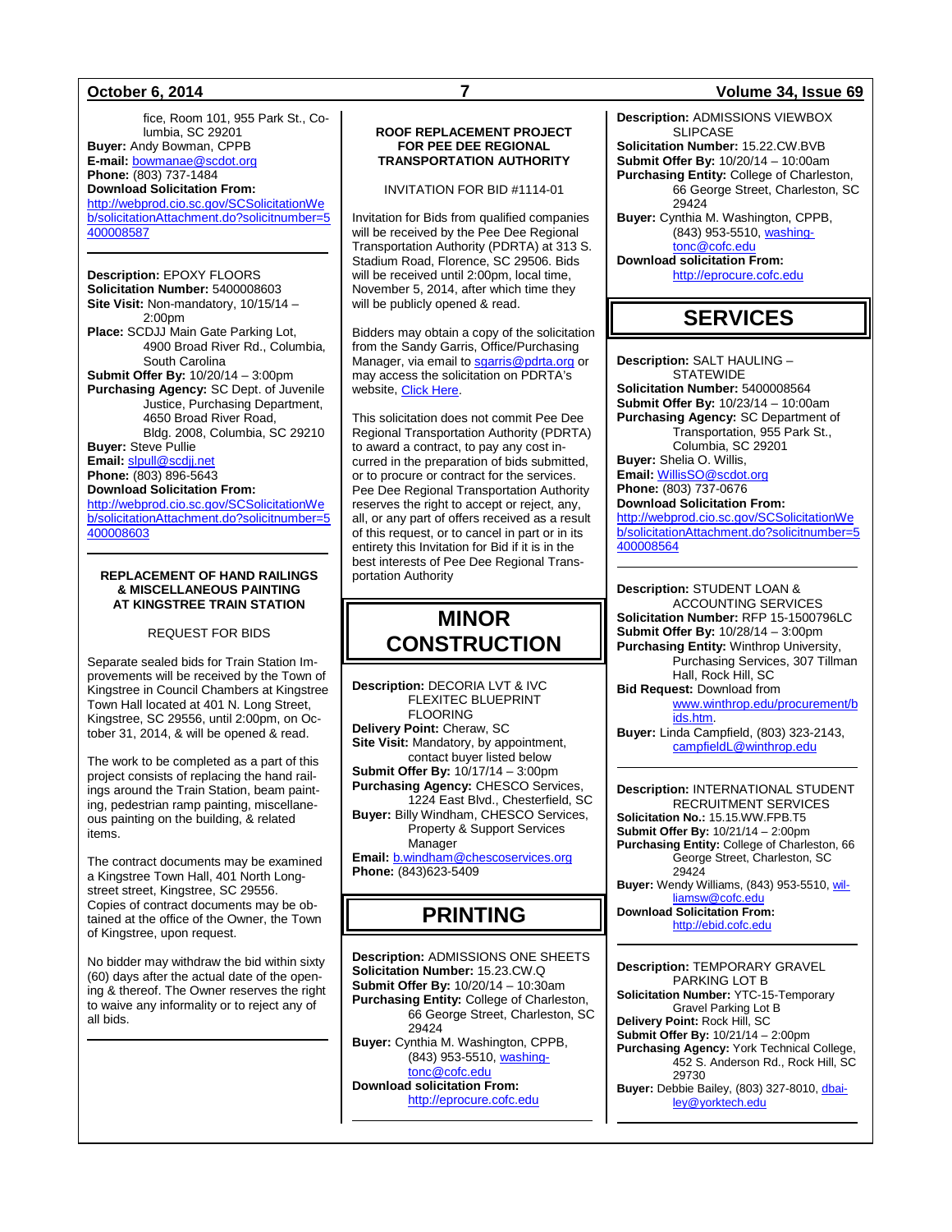fice, Room 101, 955 Park St., Columbia, SC 29201
**Buyer:** Andy Bowman, CPPB
**E-mail:** bowmanae@scdot.org
**Phone:** (803) 737-1484
**Download Solicitation From:**
http://webprod.cio.sc.gov/SCSolicitationWeb/solicitationAttachment.do?solicitnumber=5400008587

---

**Description:** EPOXY FLOORS
**Solicitation Number:** 5400008603
**Site Visit:** Non-mandatory, 10/15/14 – 2:00pm
**Place:** SCDJJ Main Gate Parking Lot, 4900 Broad River Rd., Columbia, South Carolina
**Submit Offer By:** 10/20/14 – 3:00pm
**Purchasing Agency:** SC Dept. of Juvenile Justice, Purchasing Department, 4650 Broad River Road, Bldg. 2008, Columbia, SC 29210
**Buyer:** Steve Pullie
**Email:** slpull@scdjj.net
**Phone:** (803) 896-5643
**Download Solicitation From:**
http://webprod.cio.sc.gov/SCSolicitationWeb/solicitationAttachment.do?solicitnumber=5400008603

---

**REPLACEMENT OF HAND RAILINGS & MISCELLANEOUS PAINTING AT KINGSTREE TRAIN STATION**

REQUEST FOR BIDS

Separate sealed bids for Train Station Improvements will be received by the Town of Kingstree in Council Chambers at Kingstree Town Hall located at 401 N. Long Street, Kingstree, SC 29556, until 2:00pm, on October 31, 2014, & will be opened & read.

The work to be completed as a part of this project consists of replacing the hand railings around the Train Station, beam painting, pedestrian ramp painting, miscellaneous painting on the building, & related items.

The contract documents may be examined a Kingstree Town Hall, 401 North Longstreet street, Kingstree, SC 29556. Copies of contract documents may be obtained at the office of the Owner, the Town of Kingstree, upon request.

No bidder may withdraw the bid within sixty (60) days after the actual date of the opening & thereof. The Owner reserves the right to waive any informality or to reject any of all bids.

---

**ROOF REPLACEMENT PROJECT FOR PEE DEE REGIONAL TRANSPORTATION AUTHORITY**

INVITATION FOR BID #1114-01

Invitation for Bids from qualified companies will be received by the Pee Dee Regional Transportation Authority (PDRTA) at 313 S. Stadium Road, Florence, SC 29506. Bids will be received until 2:00pm, local time, November 5, 2014, after which time they will be publicly opened & read.

Bidders may obtain a copy of the solicitation from the Sandy Garris, Office/Purchasing Manager, via email to sgarris@pdrta.org or may access the solicitation on PDRTA's website, Click Here.

This solicitation does not commit Pee Dee Regional Transportation Authority (PDRTA) to award a contract, to pay any cost incurred in the preparation of bids submitted, or to procure or contract for the services. Pee Dee Regional Transportation Authority reserves the right to accept or reject, any, all, or any part of offers received as a result of this request, or to cancel in part or in its entirety this Invitation for Bid if it is in the best interests of Pee Dee Regional Transportation Authority

# MINOR CONSTRUCTION

**Description:** DECORIA LVT & IVC FLEXITEC BLUEPRINT FLOORING
**Delivery Point:** Cheraw, SC
**Site Visit:** Mandatory, by appointment, contact buyer listed below
**Submit Offer By:** 10/17/14 – 3:00pm
**Purchasing Agency:** CHESCO Services, 1224 East Blvd., Chesterfield, SC
**Buyer:** Billy Windham, CHESCO Services, Property & Support Services Manager
**Email:** b.windham@chescoservices.org
**Phone:** (843)623-5409

# PRINTING

**Description:** ADMISSIONS ONE SHEETS
**Solicitation Number:** 15.23.CW.Q
**Submit Offer By:** 10/20/14 – 10:30am
**Purchasing Entity:** College of Charleston, 66 George Street, Charleston, SC 29424
**Buyer:** Cynthia M. Washington, CPPB, (843) 953-5510, washingtonc@cofc.edu
**Download solicitation From:**
http://eprocure.cofc.edu

---

**Description:** ADMISSIONS VIEWBOX SLIPCASE
**Solicitation Number:** 15.22.CW.BVB
**Submit Offer By:** 10/20/14 – 10:00am
**Purchasing Entity:** College of Charleston, 66 George Street, Charleston, SC 29424
**Buyer:** Cynthia M. Washington, CPPB, (843) 953-5510, washingtonc@cofc.edu
**Download solicitation From:**
http://eprocure.cofc.edu

# SERVICES

**Description:** SALT HAULING – STATEWIDE
**Solicitation Number:** 5400008564
**Submit Offer By:** 10/23/14 – 10:00am
**Purchasing Agency:** SC Department of Transportation, 955 Park St., Columbia, SC 29201
**Buyer:** Shelia O. Willis,
**Email:** WillisSO@scdot.org
**Phone:** (803) 737-0676
**Download Solicitation From:**
http://webprod.cio.sc.gov/SCSolicitationWeb/solicitationAttachment.do?solicitnumber=5400008564

---

**Description:** STUDENT LOAN & ACCOUNTING SERVICES
**Solicitation Number:** RFP 15-1500796LC
**Submit Offer By:** 10/28/14 – 3:00pm
**Purchasing Entity:** Winthrop University, Purchasing Services, 307 Tillman Hall, Rock Hill, SC
**Bid Request:** Download from www.winthrop.edu/procurement/bids.htm.
**Buyer:** Linda Campfield, (803) 323-2143, campfieldL@winthrop.edu

---

**Description:** INTERNATIONAL STUDENT RECRUITMENT SERVICES
**Solicitation No.:** 15.15.WW.FPB.T5
**Submit Offer By:** 10/21/14 – 2:00pm
**Purchasing Entity:** College of Charleston, 66 George Street, Charleston, SC 29424
**Buyer:** Wendy Williams, (843) 953-5510, williamsw@cofc.edu
**Download Solicitation From:**
http://ebid.cofc.edu

---

**Description:** TEMPORARY GRAVEL PARKING LOT B
**Solicitation Number:** YTC-15-Temporary Gravel Parking Lot B
**Delivery Point:** Rock Hill, SC
**Submit Offer By:** 10/21/14 – 2:00pm
**Purchasing Agency:** York Technical College, 452 S. Anderson Rd., Rock Hill, SC 29730
**Buyer:** Debbie Bailey, (803) 327-8010, dbailey@yorktech.edu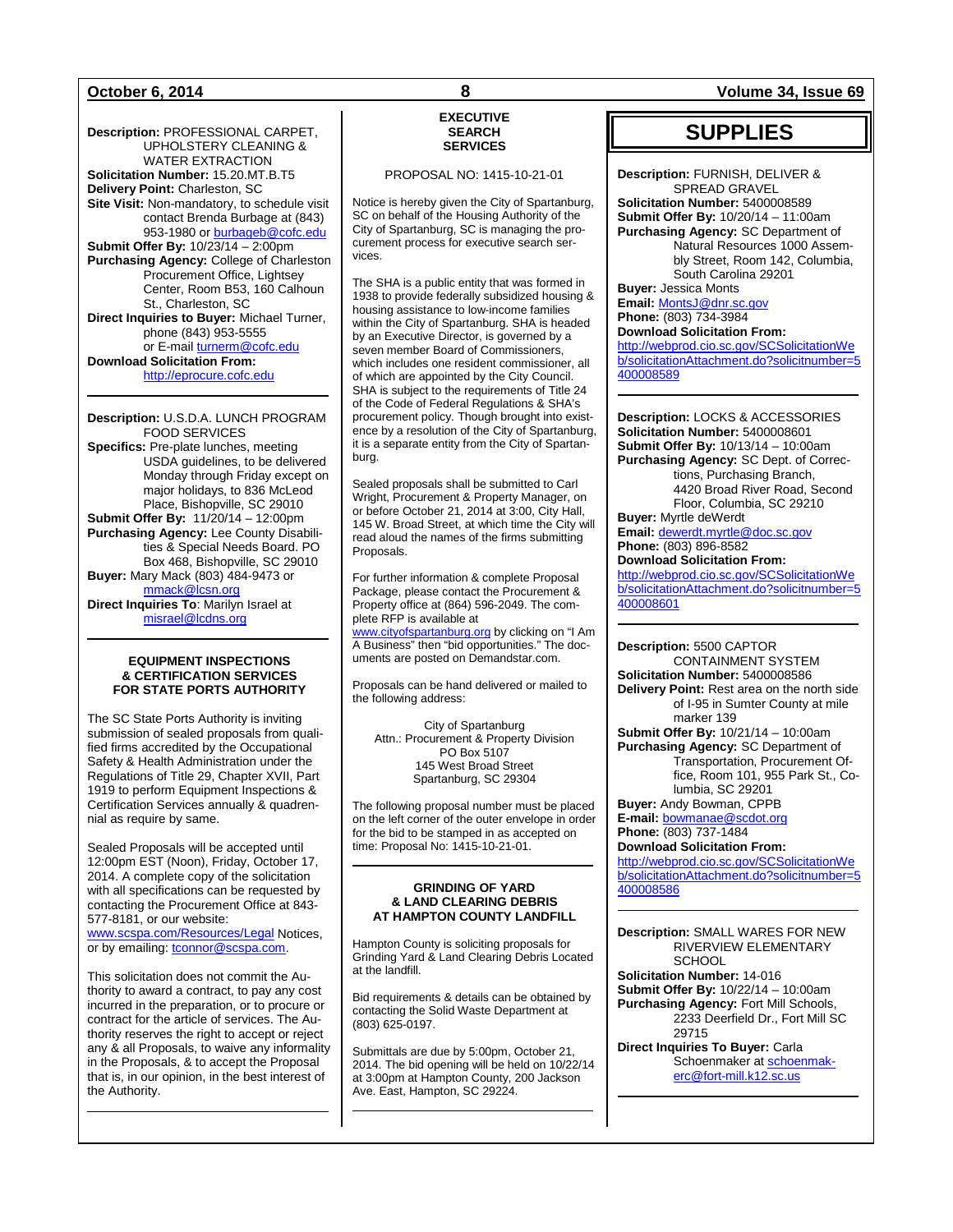**Description:** PROFESSIONAL CARPET, UPHOLSTERY CLEANING & WATER EXTRACTION
**Solicitation Number:** 15.20.MT.B.T5
**Delivery Point:** Charleston, SC
**Site Visit:** Non-mandatory, to schedule visit contact Brenda Burbage at (843) 953-1980 or burbageb@cofc.edu
**Submit Offer By:** 10/23/14 – 2:00pm
**Purchasing Agency:** College of Charleston Procurement Office, Lightsey Center, Room B53, 160 Calhoun St., Charleston, SC
**Direct Inquiries to Buyer:** Michael Turner, phone (843) 953-5555 or E-mail turnerm@cofc.edu
**Download Solicitation From:** http://eprocure.cofc.edu

---

**Description:** U.S.D.A. LUNCH PROGRAM FOOD SERVICES
**Specifics:** Pre-plate lunches, meeting USDA guidelines, to be delivered Monday through Friday except on major holidays, to 836 McLeod Place, Bishopville, SC 29010
**Submit Offer By:** 11/20/14 – 12:00pm
**Purchasing Agency:** Lee County Disabilities & Special Needs Board. PO Box 468, Bishopville, SC 29010
**Buyer:** Mary Mack (803) 484-9473 or mmack@lcsn.org
**Direct Inquiries To**: Marilyn Israel at misrael@lcdns.org

---

**EQUIPMENT INSPECTIONS & CERTIFICATION SERVICES FOR STATE PORTS AUTHORITY**

The SC State Ports Authority is inviting submission of sealed proposals from qualified firms accredited by the Occupational Safety & Health Administration under the Regulations of Title 29, Chapter XVII, Part 1919 to perform Equipment Inspections & Certification Services annually & quadrennial as require by same.

Sealed Proposals will be accepted until 12:00pm EST (Noon), Friday, October 17, 2014. A complete copy of the solicitation with all specifications can be requested by contacting the Procurement Office at 843-577-8181, or our website: www.scspa.com/Resources/Legal Notices, or by emailing: tconnor@scspa.com.

This solicitation does not commit the Authority to award a contract, to pay any cost incurred in the preparation, or to procure or contract for the article of services. The Authority reserves the right to accept or reject any & all Proposals, to waive any informality in the Proposals, & to accept the Proposal that is, in our opinion, in the best interest of the Authority.

---

**EXECUTIVE SEARCH SERVICES**

PROPOSAL NO: 1415-10-21-01

Notice is hereby given the City of Spartanburg, SC on behalf of the Housing Authority of the City of Spartanburg, SC is managing the procurement process for executive search services.

The SHA is a public entity that was formed in 1938 to provide federally subsidized housing & housing assistance to low-income families within the City of Spartanburg. SHA is headed by an Executive Director, is governed by a seven member Board of Commissioners, which includes one resident commissioner, all of which are appointed by the City Council. SHA is subject to the requirements of Title 24 of the Code of Federal Regulations & SHA's procurement policy. Though brought into existence by a resolution of the City of Spartanburg, it is a separate entity from the City of Spartanburg.

Sealed proposals shall be submitted to Carl Wright, Procurement & Property Manager, on or before October 21, 2014 at 3:00, City Hall, 145 W. Broad Street, at which time the City will read aloud the names of the firms submitting Proposals.

For further information & complete Proposal Package, please contact the Procurement & Property office at (864) 596-2049. The complete RFP is available at www.cityofspartanburg.org by clicking on "I Am A Business" then "bid opportunities." The documents are posted on Demandstar.com.

Proposals can be hand delivered or mailed to the following address:

City of Spartanburg
Attn.: Procurement & Property Division
PO Box 5107
145 West Broad Street
Spartanburg, SC 29304

The following proposal number must be placed on the left corner of the outer envelope in order for the bid to be stamped in as accepted on time: Proposal No: 1415-10-21-01.

---

**GRINDING OF YARD & LAND CLEARING DEBRIS AT HAMPTON COUNTY LANDFILL**

Hampton County is soliciting proposals for Grinding Yard & Land Clearing Debris Located at the landfill.

Bid requirements & details can be obtained by contacting the Solid Waste Department at (803) 625-0197.

Submittals are due by 5:00pm, October 21, 2014. The bid opening will be held on 10/22/14 at 3:00pm at Hampton County, 200 Jackson Ave. East, Hampton, SC 29224.

---

# SUPPLIES

**Description:** FURNISH, DELIVER & SPREAD GRAVEL
**Solicitation Number:** 5400008589
**Submit Offer By:** 10/20/14 – 11:00am
**Purchasing Agency:** SC Department of Natural Resources 1000 Assembly Street, Room 142, Columbia, South Carolina 29201
**Buyer:** Jessica Monts
**Email:** MontsJ@dnr.sc.gov
**Phone:** (803) 734-3984
**Download Solicitation From:** http://webprod.cio.sc.gov/SCSolicitationWeb/solicitationAttachment.do?solicitnumber=5400008589

---

**Description:** LOCKS & ACCESSORIES
**Solicitation Number:** 5400008601
**Submit Offer By:** 10/13/14 – 10:00am
**Purchasing Agency:** SC Dept. of Corrections, Purchasing Branch, 4420 Broad River Road, Second Floor, Columbia, SC 29210
**Buyer:** Myrtle deWerdt
**Email:** dewerdt.myrtle@doc.sc.gov
**Phone:** (803) 896-8582
**Download Solicitation From:** http://webprod.cio.sc.gov/SCSolicitationWeb/solicitationAttachment.do?solicitnumber=5400008601

---

**Description:** 5500 CAPTOR CONTAINMENT SYSTEM
**Solicitation Number:** 5400008586
**Delivery Point:** Rest area on the north side of I-95 in Sumter County at mile marker 139
**Submit Offer By:** 10/21/14 – 10:00am
**Purchasing Agency:** SC Department of Transportation, Procurement Office, Room 101, 955 Park St., Columbia, SC 29201
**Buyer:** Andy Bowman, CPPB
**E-mail:** bowmanae@scdot.org
**Phone:** (803) 737-1484
**Download Solicitation From:** http://webprod.cio.sc.gov/SCSolicitationWeb/solicitationAttachment.do?solicitnumber=5400008586

---

**Description:** SMALL WARES FOR NEW RIVERVIEW ELEMENTARY SCHOOL
**Solicitation Number:** 14-016
**Submit Offer By:** 10/22/14 – 10:00am
**Purchasing Agency:** Fort Mill Schools, 2233 Deerfield Dr., Fort Mill SC 29715
**Direct Inquiries To Buyer:** Carla Schoenmaker at schoenmakerc@fort-mill.k12.sc.us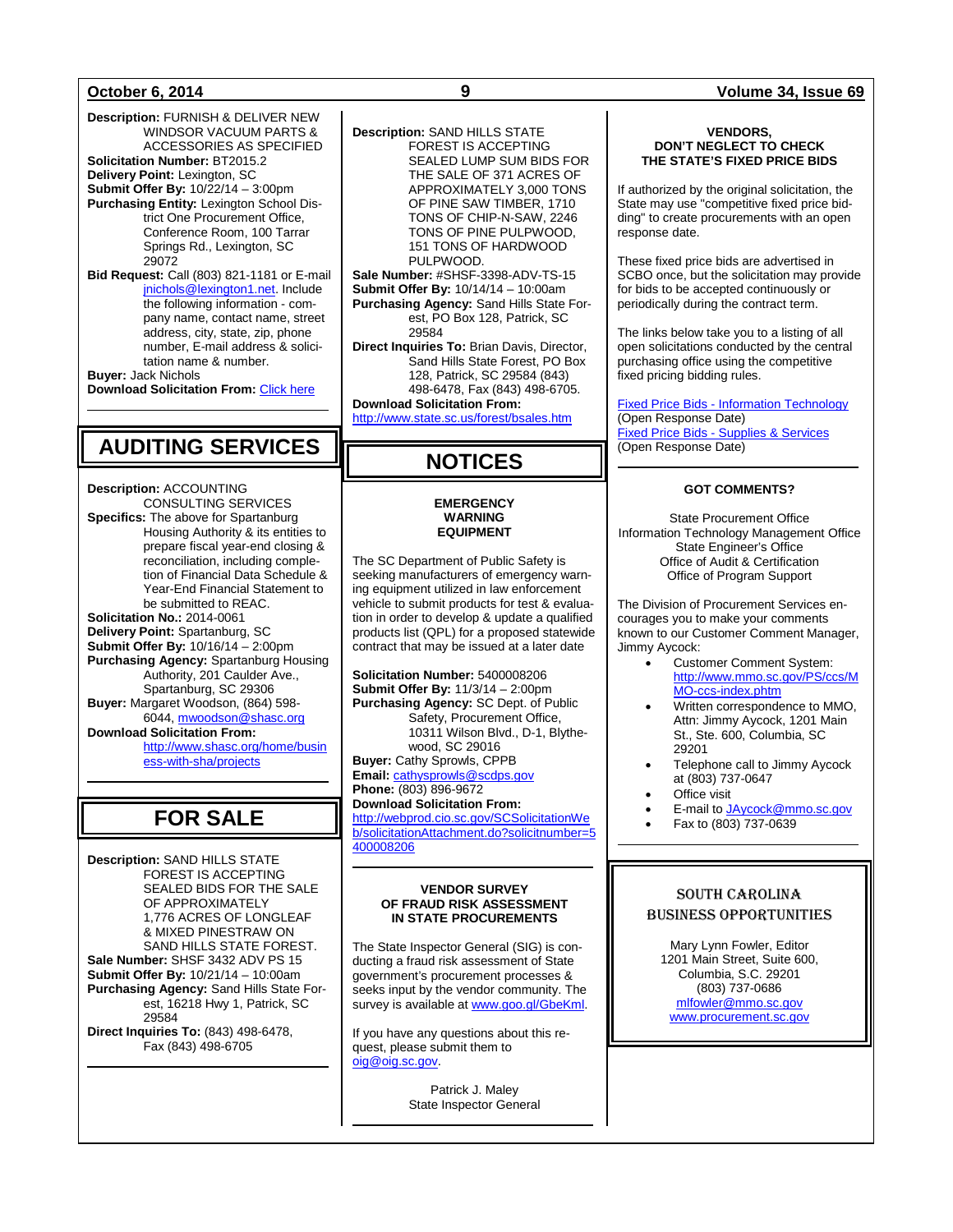**Description:** FURNISH & DELIVER NEW WINDSOR VACUUM PARTS & ACCESSORIES AS SPECIFIED
**Solicitation Number:** BT2015.2
**Delivery Point:** Lexington, SC
**Submit Offer By:** 10/22/14 – 3:00pm
**Purchasing Entity:** Lexington School District One Procurement Office, Conference Room, 100 Tarrar Springs Rd., Lexington, SC 29072
**Bid Request:** Call (803) 821-1181 or E-mail jnichols@lexington1.net. Include the following information - company name, contact name, street address, city, state, zip, phone number, E-mail address & solicitation name & number.
**Buyer:** Jack Nichols
**Download Solicitation From:** Click here

## AUDITING SERVICES

**Description:** ACCOUNTING CONSULTING SERVICES
**Specifics:** The above for Spartanburg Housing Authority & its entities to prepare fiscal year-end closing & reconciliation, including completion of Financial Data Schedule & Year-End Financial Statement to be submitted to REAC.
**Solicitation No.:** 2014-0061
**Delivery Point:** Spartanburg, SC
**Submit Offer By:** 10/16/14 – 2:00pm
**Purchasing Agency:** Spartanburg Housing Authority, 201 Caulder Ave., Spartanburg, SC 29306
**Buyer:** Margaret Woodson, (864) 598-6044, mwoodson@shasc.org
**Download Solicitation From:** http://www.shasc.org/home/business-with-sha/projects

## FOR SALE

**Description:** SAND HILLS STATE FOREST IS ACCEPTING SEALED BIDS FOR THE SALE OF APPROXIMATELY 1,776 ACRES OF LONGLEAF & MIXED PINESTRAW ON SAND HILLS STATE FOREST.
**Sale Number:** SHSF 3432 ADV PS 15
**Submit Offer By:** 10/21/14 – 10:00am
**Purchasing Agency:** Sand Hills State Forest, 16218 Hwy 1, Patrick, SC 29584
**Direct Inquiries To:** (843) 498-6478, Fax (843) 498-6705

**Description:** SAND HILLS STATE FOREST IS ACCEPTING SEALED LUMP SUM BIDS FOR THE SALE OF 371 ACRES OF APPROXIMATELY 3,000 TONS OF PINE SAW TIMBER, 1710 TONS OF CHIP-N-SAW, 2246 TONS OF PINE PULPWOOD, 151 TONS OF HARDWOOD PULPWOOD.
**Sale Number:** #SHSF-3398-ADV-TS-15
**Submit Offer By:** 10/14/14 – 10:00am
**Purchasing Agency:** Sand Hills State Forest, PO Box 128, Patrick, SC 29584
**Direct Inquiries To:** Brian Davis, Director, Sand Hills State Forest, PO Box 128, Patrick, SC 29584 (843) 498-6478, Fax (843) 498-6705.
**Download Solicitation From:** http://www.state.sc.us/forest/bsales.htm

## NOTICES

### EMERGENCY WARNING EQUIPMENT

The SC Department of Public Safety is seeking manufacturers of emergency warning equipment utilized in law enforcement vehicle to submit products for test & evaluation in order to develop & update a qualified products list (QPL) for a proposed statewide contract that may be issued at a later date

**Solicitation Number:** 5400008206
**Submit Offer By:** 11/3/14 – 2:00pm
**Purchasing Agency:** SC Dept. of Public Safety, Procurement Office, 10311 Wilson Blvd., D-1, Blythewood, SC 29016
**Buyer:** Cathy Sprowls, CPPB
**Email:** cathysprowls@scdps.gov
**Phone:** (803) 896-9672
**Download Solicitation From:** http://webprod.cio.sc.gov/SCSolicitationWeb/solicitationAttachment.do?solicitnumber=5400008206

### VENDOR SURVEY OF FRAUD RISK ASSESSMENT IN STATE PROCUREMENTS

The State Inspector General (SIG) is conducting a fraud risk assessment of State government's procurement processes & seeks input by the vendor community. The survey is available at www.goo.gl/GbeKml.

If you have any questions about this request, please submit them to oig@oig.sc.gov.

Patrick J. Maley
State Inspector General

### VENDORS, DON'T NEGLECT TO CHECK THE STATE'S FIXED PRICE BIDS

If authorized by the original solicitation, the State may use "competitive fixed price bidding" to create procurements with an open response date.

These fixed price bids are advertised in SCBO once, but the solicitation may provide for bids to be accepted continuously or periodically during the contract term.

The links below take you to a listing of all open solicitations conducted by the central purchasing office using the competitive fixed pricing bidding rules.

Fixed Price Bids - Information Technology
(Open Response Date)
Fixed Price Bids - Supplies & Services
(Open Response Date)

### GOT COMMENTS?

State Procurement Office
Information Technology Management Office
State Engineer's Office
Office of Audit & Certification
Office of Program Support

The Division of Procurement Services encourages you to make your comments known to our Customer Comment Manager, Jimmy Aycock:

- Customer Comment System: http://www.mmo.sc.gov/PS/ccs/MMO-ccs-index.phtm
- Written correspondence to MMO, Attn: Jimmy Aycock, 1201 Main St., Ste. 600, Columbia, SC 29201
- Telephone call to Jimmy Aycock at (803) 737-0647
- Office visit
- E-mail to JAycock@mmo.sc.gov
- Fax to (803) 737-0639

### SOUTH CAROLINA BUSINESS OPPORTUNITIES

Mary Lynn Fowler, Editor
1201 Main Street, Suite 600,
Columbia, S.C. 29201
(803) 737-0686
mlfowler@mmo.sc.gov
www.procurement.sc.gov